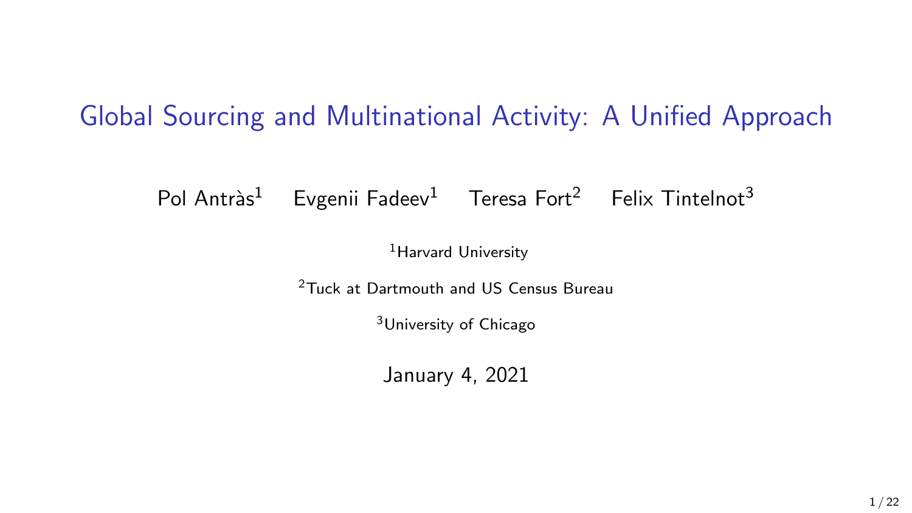# Global Sourcing and Multinational Activity: A Unified Approach

Pol Antràs[1] Evgenii Fadeev[1] Teresa Fort[2] Felix Tintelnot[3]

[1]Harvard University

[2]Tuck at Dartmouth and US Census Bureau

[3]University of Chicago

January 4, 2021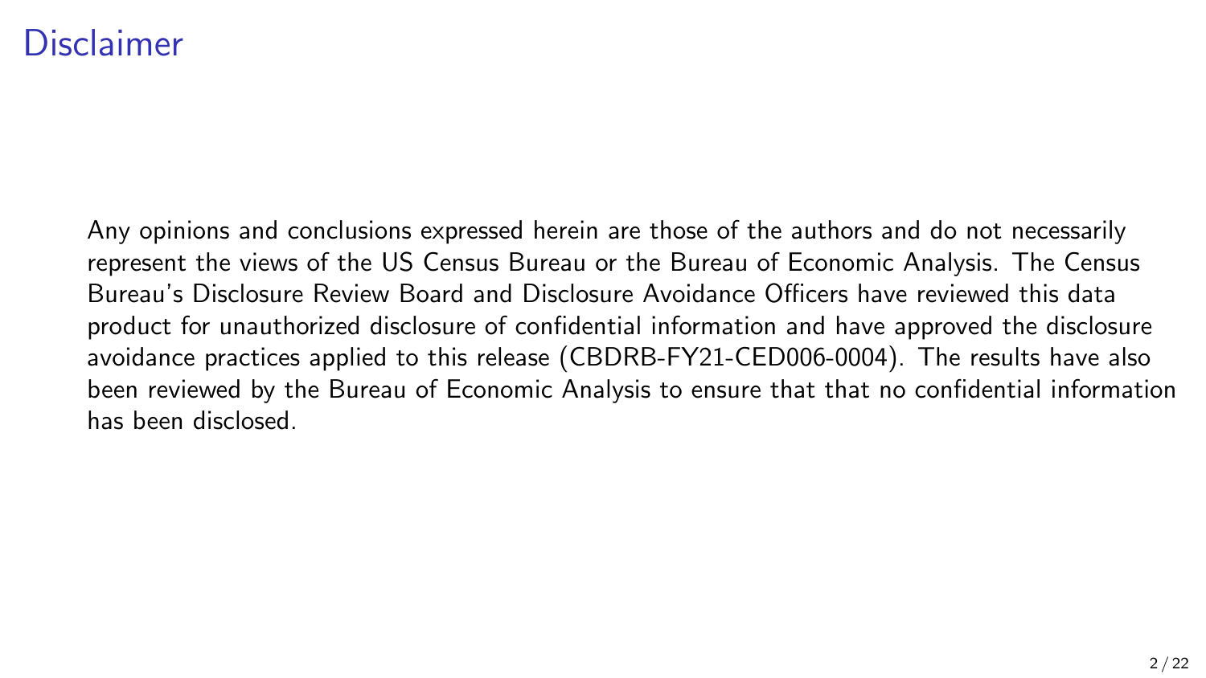# Disclaimer

Any opinions and conclusions expressed herein are those of the authors and do not necessarily represent the views of the US Census Bureau or the Bureau of Economic Analysis. The Census Bureau's Disclosure Review Board and Disclosure Avoidance Officers have reviewed this data product for unauthorized disclosure of confidential information and have approved the disclosure avoidance practices applied to this release (CBDRB-FY21-CED006-0004). The results have also been reviewed by the Bureau of Economic Analysis to ensure that that no confidential information has been disclosed.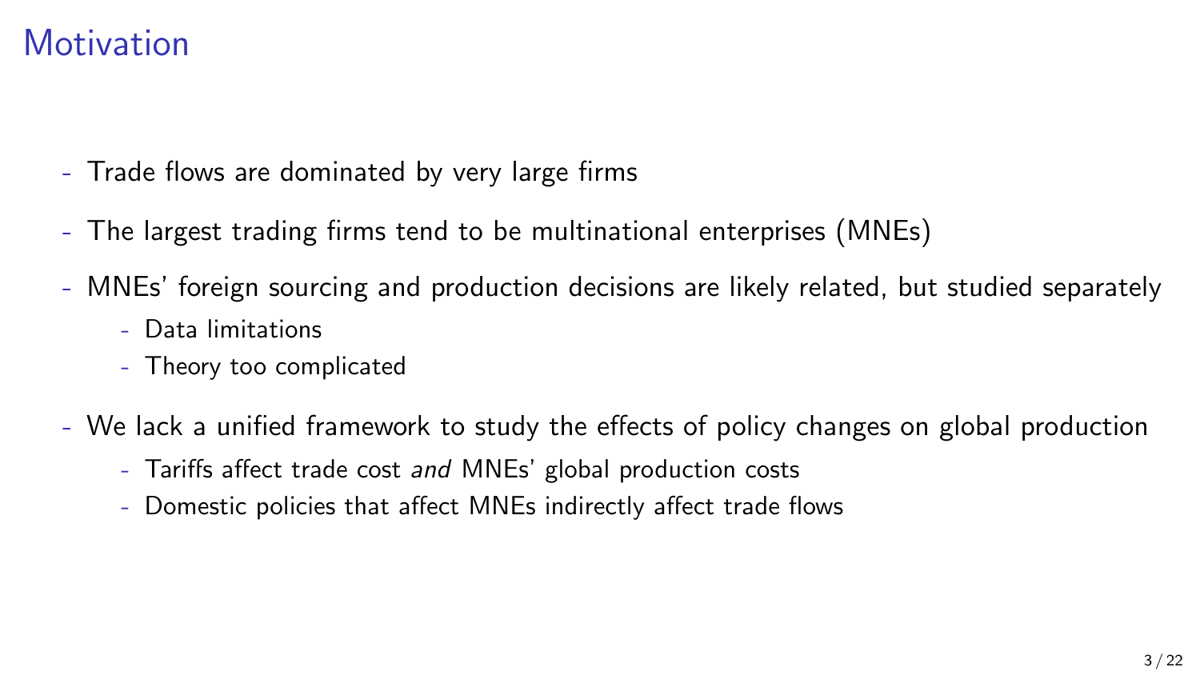# Motivation

- Trade flows are dominated by very large firms
- The largest trading firms tend to be multinational enterprises (MNEs)
- MNEs' foreign sourcing and production decisions are likely related, but studied separately
  - Data limitations
  - Theory too complicated
- We lack a unified framework to study the effects of policy changes on global production
  - Tariffs affect trade cost *and* MNEs' global production costs
  - Domestic policies that affect MNEs indirectly affect trade flows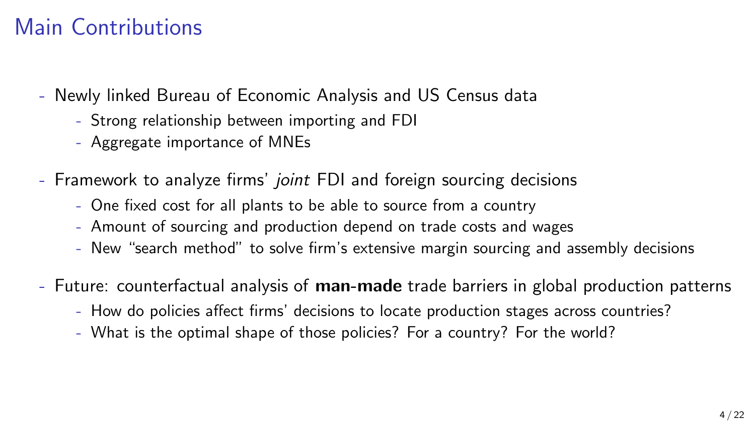# Main Contributions

- Newly linked Bureau of Economic Analysis and US Census data
  - Strong relationship between importing and FDI
  - Aggregate importance of MNEs
- Framework to analyze firms' *joint* FDI and foreign sourcing decisions
  - One fixed cost for all plants to be able to source from a country
  - Amount of sourcing and production depend on trade costs and wages
  - New "search method" to solve firm's extensive margin sourcing and assembly decisions
- Future: counterfactual analysis of **man-made** trade barriers in global production patterns
  - How do policies affect firms' decisions to locate production stages across countries?
  - What is the optimal shape of those policies? For a country? For the world?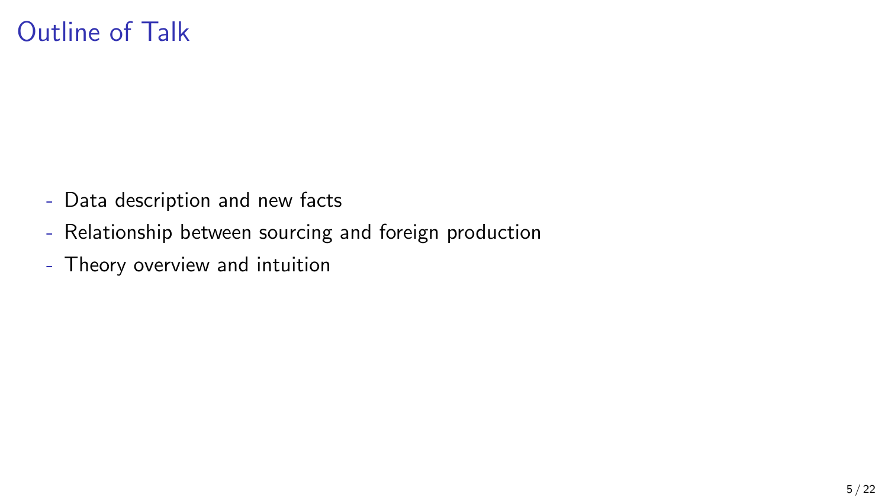# Outline of Talk

- Data description and new facts
- Relationship between sourcing and foreign production
- Theory overview and intuition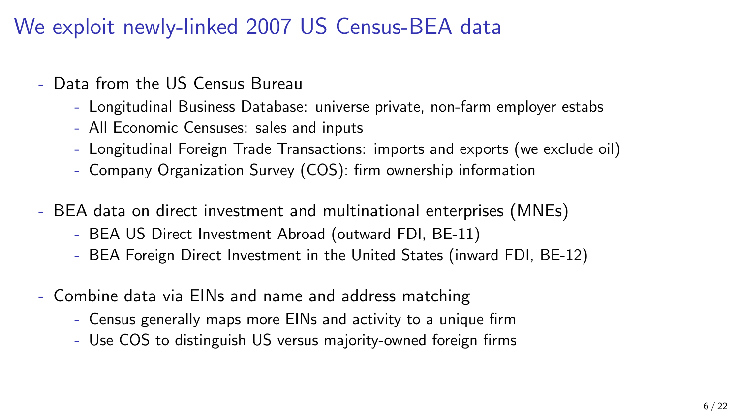# We exploit newly-linked 2007 US Census-BEA data

- Data from the US Census Bureau
  - Longitudinal Business Database: universe private, non-farm employer estabs
  - All Economic Censuses: sales and inputs
  - Longitudinal Foreign Trade Transactions: imports and exports (we exclude oil)
  - Company Organization Survey (COS): firm ownership information
- BEA data on direct investment and multinational enterprises (MNEs)
  - BEA US Direct Investment Abroad (outward FDI, BE-11)
  - BEA Foreign Direct Investment in the United States (inward FDI, BE-12)
- Combine data via EINs and name and address matching
  - Census generally maps more EINs and activity to a unique firm
  - Use COS to distinguish US versus majority-owned foreign firms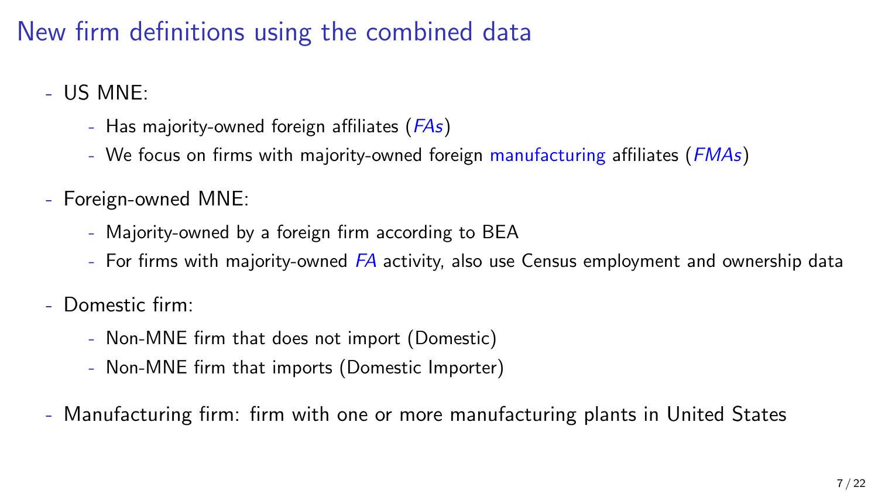# New firm definitions using the combined data

- US MNE:
  - Has majority-owned foreign affiliates (*FAs*)
  - We focus on firms with majority-owned foreign manufacturing affiliates (*FMAs*)
- Foreign-owned MNE:
  - Majority-owned by a foreign firm according to BEA
  - For firms with majority-owned *FA* activity, also use Census employment and ownership data
- Domestic firm:
  - Non-MNE firm that does not import (Domestic)
  - Non-MNE firm that imports (Domestic Importer)
- Manufacturing firm: firm with one or more manufacturing plants in United States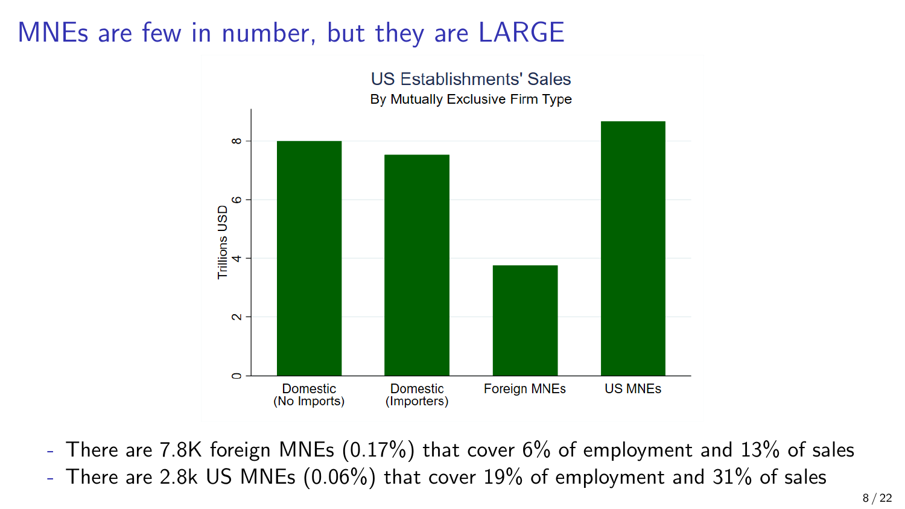# MNEs are few in number, but they are LARGE

US Establishments' Sales

By Mutually Exclusive Firm Type

- There are 7.8K foreign MNEs (0.17%) that cover 6% of employment and 13% of sales
- There are 2.8k US MNEs (0.06%) that cover 19% of employment and 31% of sales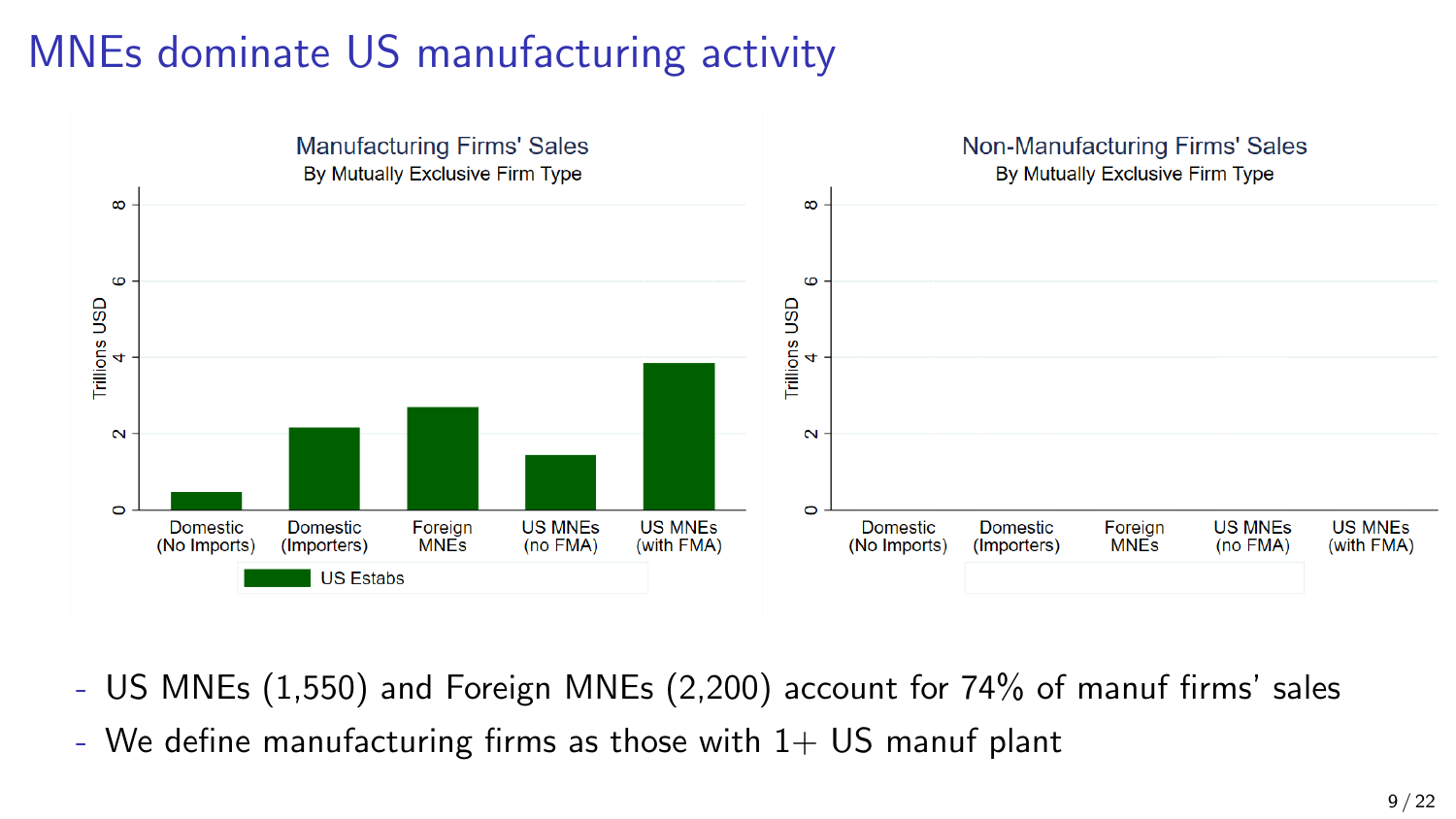# MNEs dominate US manufacturing activity

- US MNEs (1,550) and Foreign MNEs (2,200) account for 74% of manuf firms' sales
- We define manufacturing firms as those with 1+ US manuf plant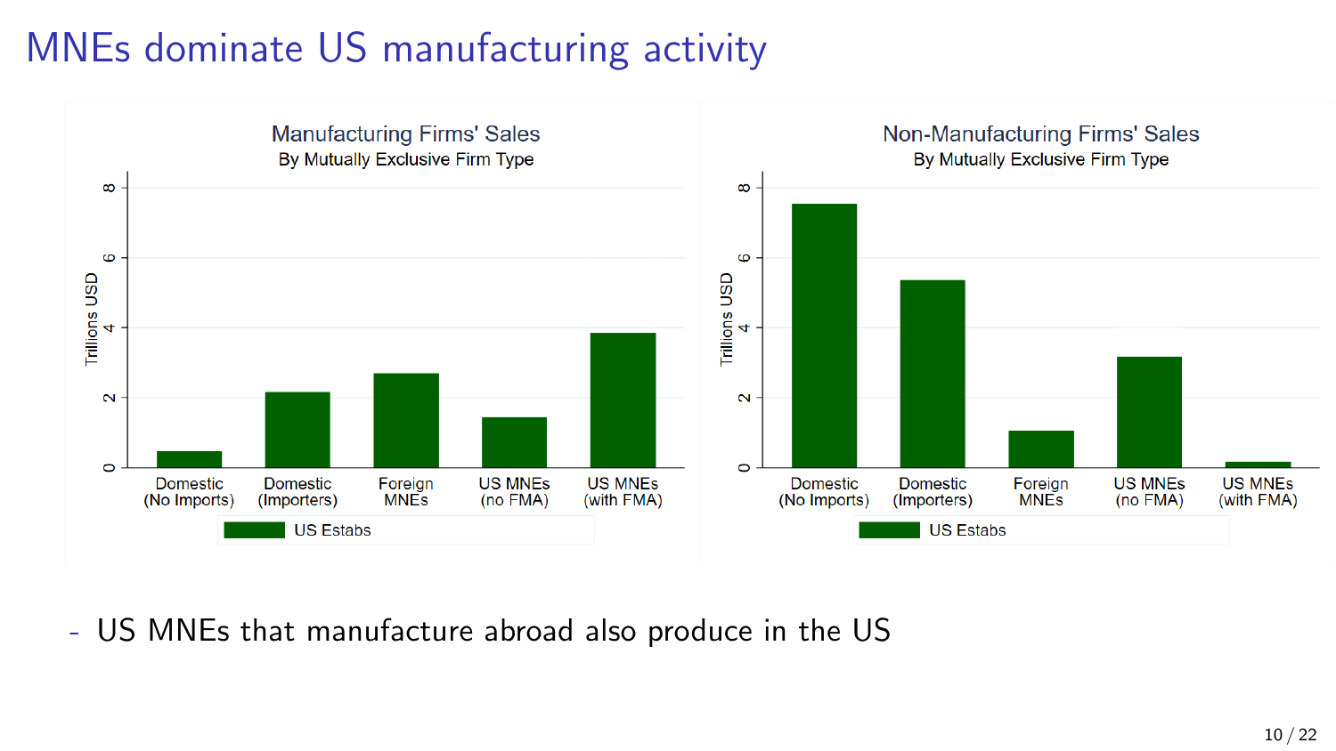# MNEs dominate US manufacturing activity

**Manufacturing Firms' Sales**
By Mutually Exclusive Firm Type

Trillions USD

0 2 4 6 8

Domestic (No Imports) | Domestic (Importers) | Foreign MNEs | US MNEs (no FMA) | US MNEs (with FMA)

US Estabs

**Non-Manufacturing Firms' Sales**
By Mutually Exclusive Firm Type

Trillions USD

0 2 4 6 8

Domestic (No Imports) | Domestic (Importers) | Foreign MNEs | US MNEs (no FMA) | US MNEs (with FMA)

US Estabs

- US MNEs that manufacture abroad also produce in the US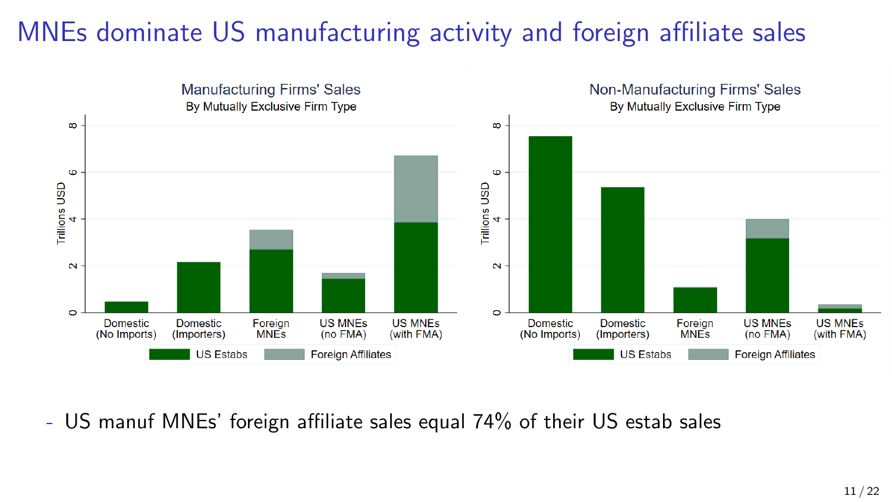# MNEs dominate US manufacturing activity and foreign affiliate sales

Manufacturing Firms' Sales
By Mutually Exclusive Firm Type

Non-Manufacturing Firms' Sales
By Mutually Exclusive Firm Type

- US manuf MNEs' foreign affiliate sales equal 74% of their US estab sales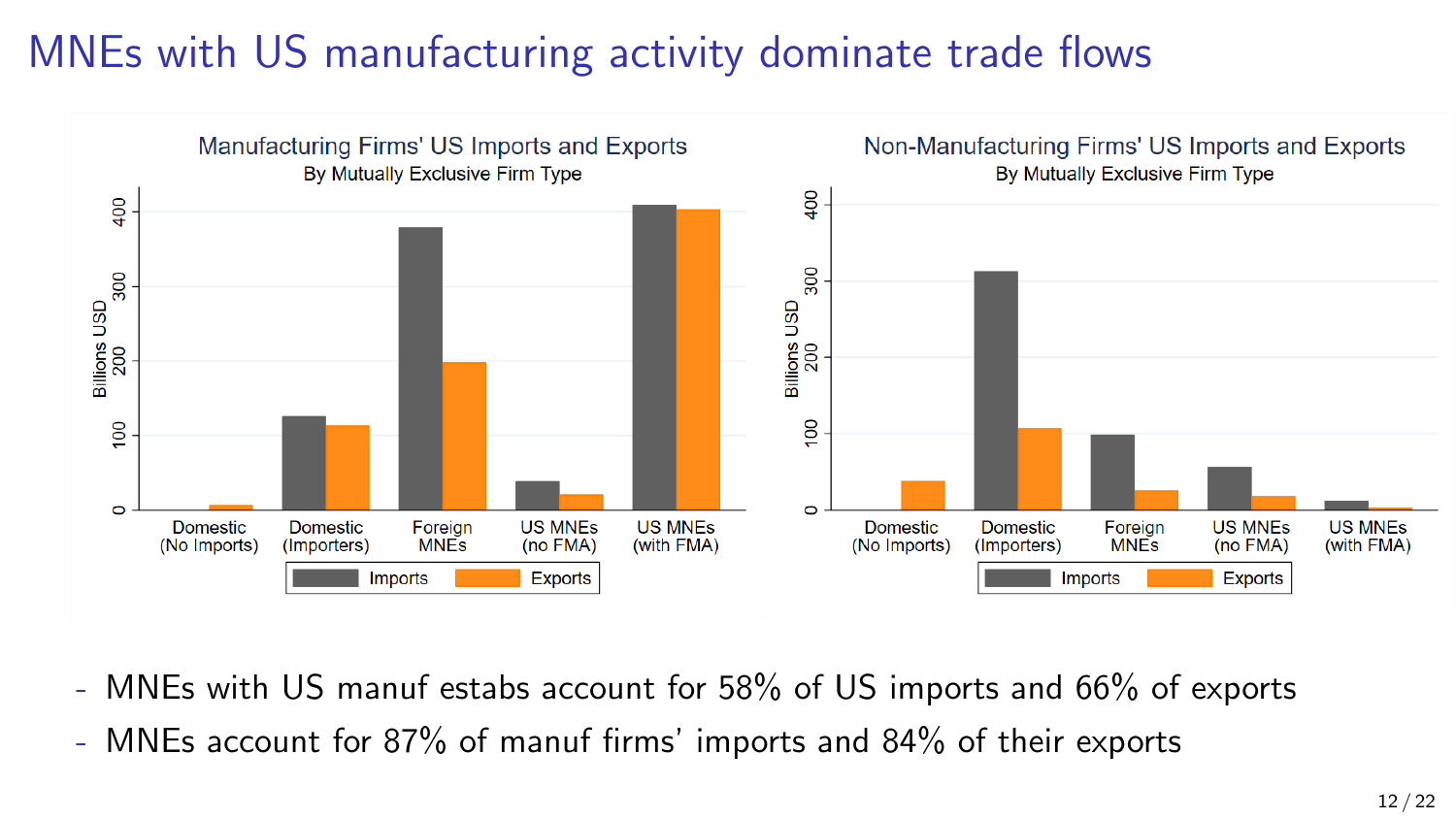# MNEs with US manufacturing activity dominate trade flows

- MNEs with US manuf estabs account for 58% of US imports and 66% of exports
- MNEs account for 87% of manuf firms' imports and 84% of their exports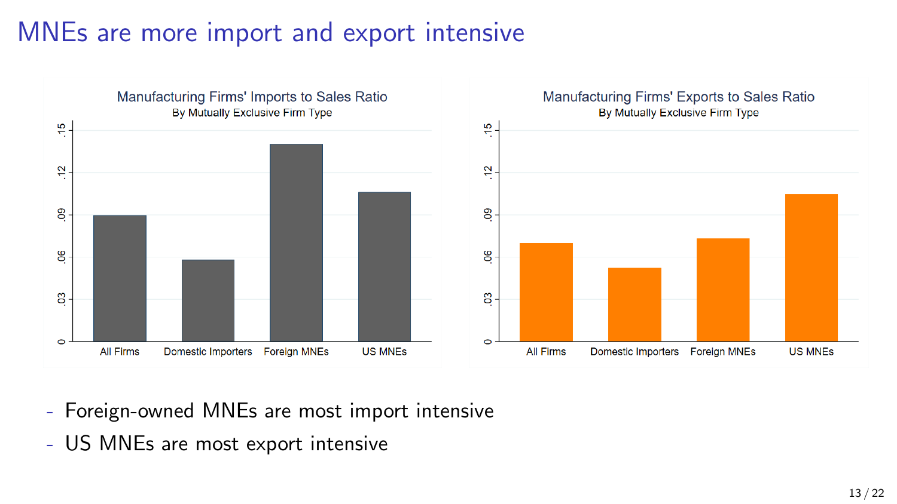# MNEs are more import and export intensive

- Foreign-owned MNEs are most import intensive
- US MNEs are most export intensive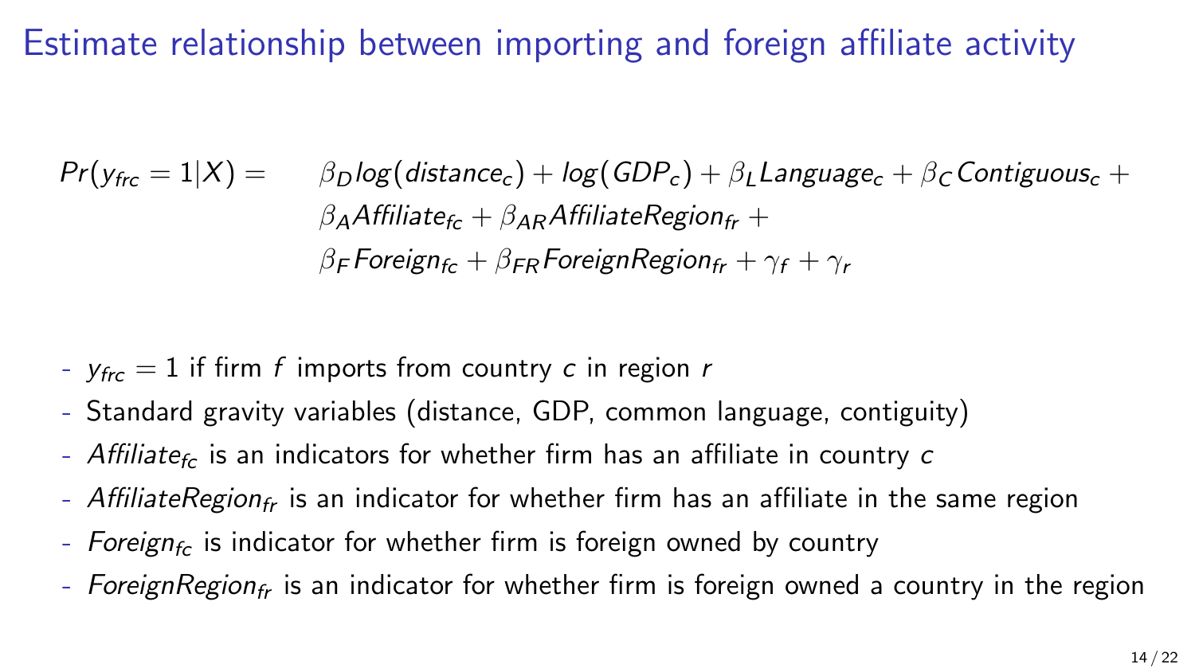# Estimate relationship between importing and foreign affiliate activity

$$
\begin{aligned}
Pr(y_{frc} = 1|X) = \quad & \beta_D log(distance_c) + log(GDP_c) + \beta_L Language_c + \beta_C Contiguous_c + \\
& \beta_A Affiliate_{fc} + \beta_{AR} AffiliateRegion_{fr} + \\
& \beta_F Foreign_{fc} + \beta_{FR} ForeignRegion_{fr} + \gamma_f + \gamma_r
\end{aligned}
$$

- $y_{frc} = 1$ if firm $f$ imports from country $c$ in region $r$
- Standard gravity variables (distance, GDP, common language, contiguity)
- $Affiliate_{fc}$ is an indicators for whether firm has an affiliate in country $c$
- $AffiliateRegion_{fr}$ is an indicator for whether firm has an affiliate in the same region
- $Foreign_{fc}$ is indicator for whether firm is foreign owned by country
- $ForeignRegion_{fr}$ is an indicator for whether firm is foreign owned a country in the region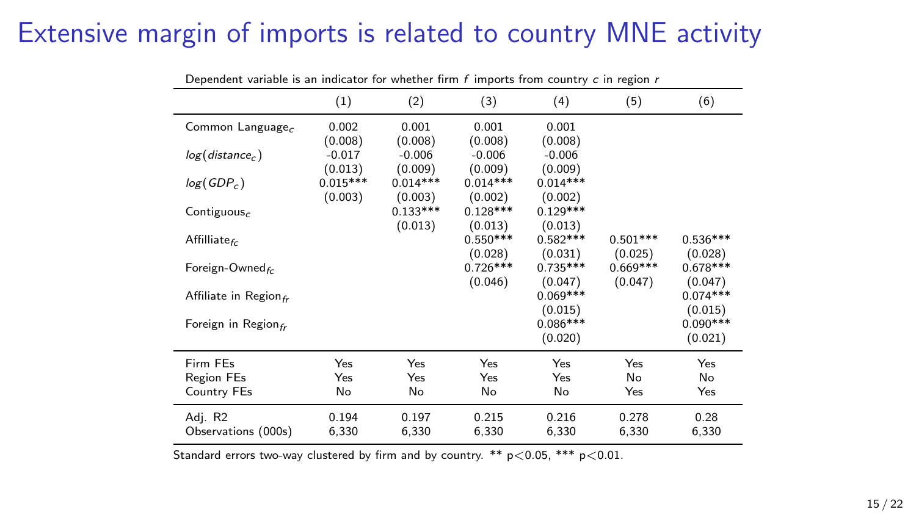# Extensive margin of imports is related to country MNE activity

Dependent variable is an indicator for whether firm $f$ imports from country $c$ in region $r$

| | (1) | (2) | (3) | (4) | (5) | (6) |
|---|---|---|---|---|---|---|
| Common Language$_c$ | 0.002 | 0.001 | 0.001 | 0.001 | | |
| | (0.008) | (0.008) | (0.008) | (0.008) | | |
| $log(distance_c)$ | -0.017 | -0.006 | -0.006 | -0.006 | | |
| | (0.013) | (0.009) | (0.009) | (0.009) | | |
| $log(GDP_c)$ | 0.015*** | 0.014*** | 0.014*** | 0.014*** | | |
| | (0.003) | (0.003) | (0.002) | (0.002) | | |
| Contiguous$_c$ | | 0.133*** | 0.128*** | 0.129*** | | |
| | | (0.013) | (0.013) | (0.013) | | |
| Affilliate$_{fc}$ | | | 0.550*** | 0.582*** | 0.501*** | 0.536*** |
| | | | (0.028) | (0.031) | (0.025) | (0.028) |
| Foreign-Owned$_{fc}$ | | | 0.726*** | 0.735*** | 0.669*** | 0.678*** |
| | | | (0.046) | (0.047) | (0.047) | (0.047) |
| Affiliate in Region$_{fr}$ | | | | 0.069*** | | 0.074*** |
| | | | | (0.015) | | (0.015) |
| Foreign in Region$_{fr}$ | | | | 0.086*** | | 0.090*** |
| | | | | (0.020) | | (0.021) |
| Firm FEs | Yes | Yes | Yes | Yes | Yes | Yes |
| Region FEs | Yes | Yes | Yes | Yes | No | No |
| Country FEs | No | No | No | No | Yes | Yes |
| Adj. R2 | 0.194 | 0.197 | 0.215 | 0.216 | 0.278 | 0.28 |
| Observations (000s) | 6,330 | 6,330 | 6,330 | 6,330 | 6,330 | 6,330 |

Standard errors two-way clustered by firm and by country. ** $p<0.05$, *** $p<0.01$.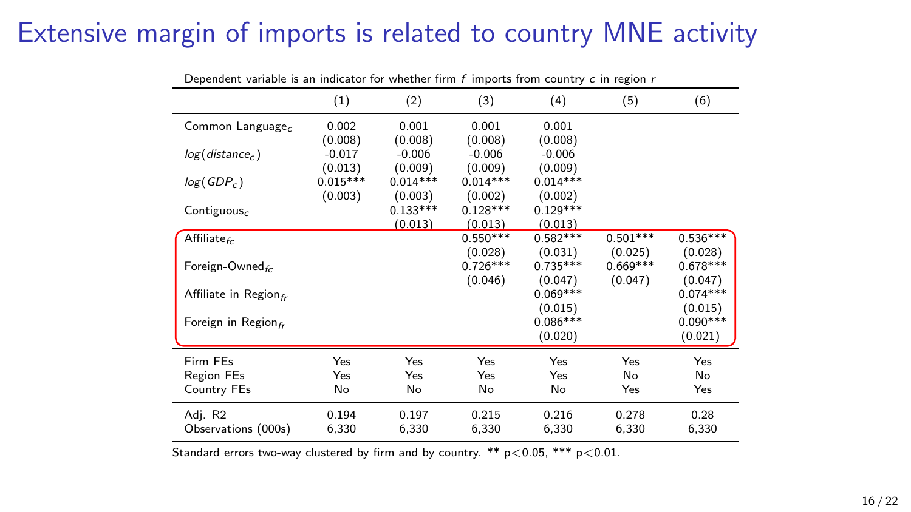# Extensive margin of imports is related to country MNE activity

Dependent variable is an indicator for whether firm $f$ imports from country $c$ in region $r$

| | (1) | (2) | (3) | (4) | (5) | (6) |
|---|---|---|---|---|---|---|
| Common Language$_c$ | 0.002 | 0.001 | 0.001 | 0.001 | | |
| | (0.008) | (0.008) | (0.008) | (0.008) | | |
| $log(distance_c)$ | -0.017 | -0.006 | -0.006 | -0.006 | | |
| | (0.013) | (0.009) | (0.009) | (0.009) | | |
| $log(GDP_c)$ | 0.015*** | 0.014*** | 0.014*** | 0.014*** | | |
| | (0.003) | (0.003) | (0.002) | (0.002) | | |
| Contiguous$_c$ | | 0.133*** | 0.128*** | 0.129*** | | |
| | | (0.013) | (0.013) | (0.013) | | |
| Affiliate$_{fc}$ | | | 0.550*** | 0.582*** | 0.501*** | 0.536*** |
| | | | (0.028) | (0.031) | (0.025) | (0.028) |
| Foreign-Owned$_{fc}$ | | | 0.726*** | 0.735*** | 0.669*** | 0.678*** |
| | | | (0.046) | (0.047) | (0.047) | (0.047) |
| Affiliate in Region$_{fr}$ | | | | 0.069*** | | 0.074*** |
| | | | | (0.015) | | (0.015) |
| Foreign in Region$_{fr}$ | | | | 0.086*** | | 0.090*** |
| | | | | (0.020) | | (0.021) |
| Firm FEs | Yes | Yes | Yes | Yes | Yes | Yes |
| Region FEs | Yes | Yes | Yes | Yes | No | No |
| Country FEs | No | No | No | No | Yes | Yes |
| Adj. R2 | 0.194 | 0.197 | 0.215 | 0.216 | 0.278 | 0.28 |
| Observations (000s) | 6,330 | 6,330 | 6,330 | 6,330 | 6,330 | 6,330 |

Standard errors two-way clustered by firm and by country. ** $p<0.05$, *** $p<0.01$.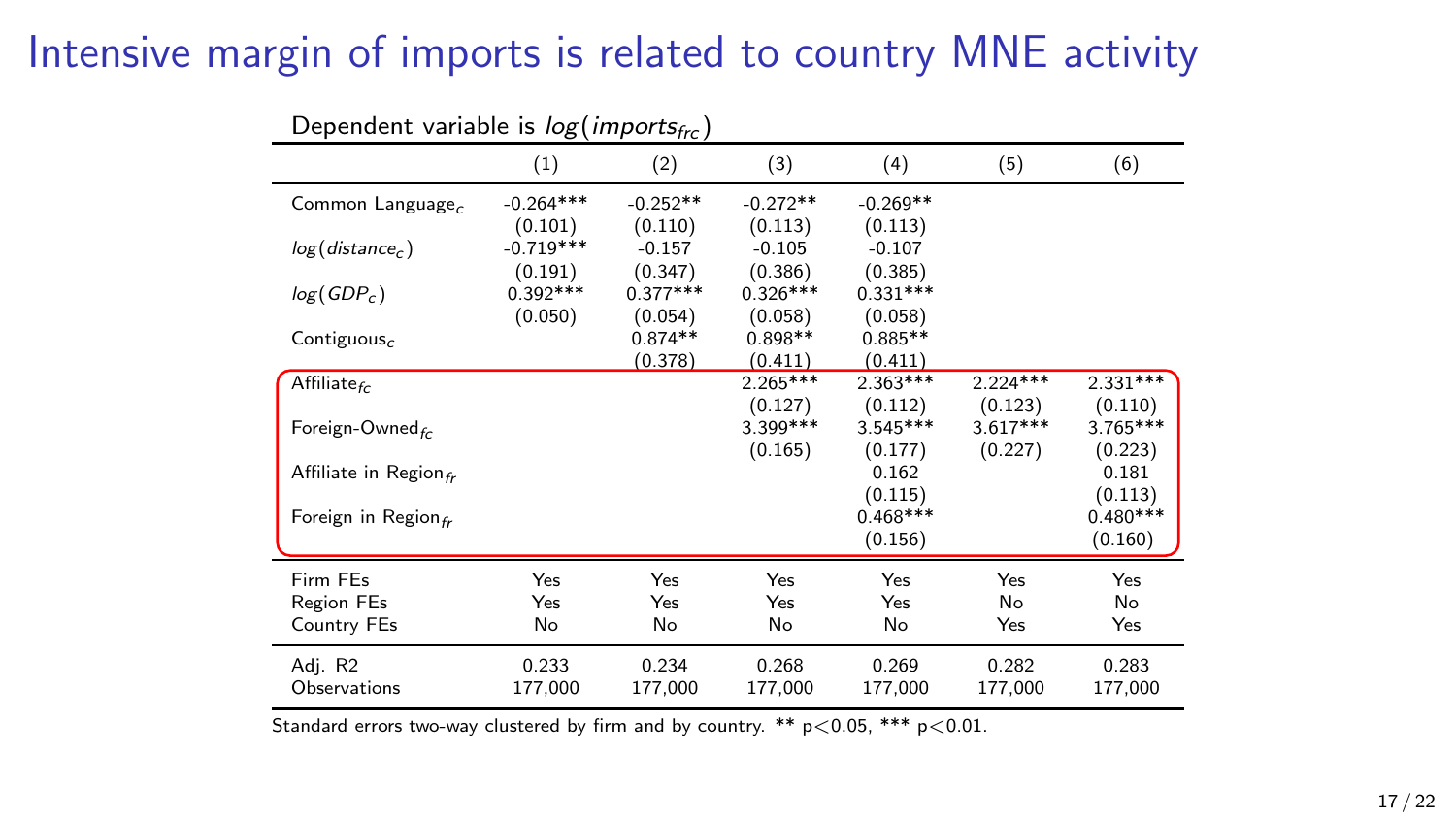# Intensive margin of imports is related to country MNE activity

Dependent variable is $log(imports_{frc})$

| | (1) | (2) | (3) | (4) | (5) | (6) |
|---|---|---|---|---|---|---|
| Common Language$_c$ | -0.264*** | -0.252** | -0.272** | -0.269** | | |
| | (0.101) | (0.110) | (0.113) | (0.113) | | |
| $log(distance_c)$ | -0.719*** | -0.157 | -0.105 | -0.107 | | |
| | (0.191) | (0.347) | (0.386) | (0.385) | | |
| $log(GDP_c)$ | 0.392*** | 0.377*** | 0.326*** | 0.331*** | | |
| | (0.050) | (0.054) | (0.058) | (0.058) | | |
| Contiguous$_c$ | | 0.874** | 0.898** | 0.885** | | |
| | | (0.378) | (0.411) | (0.411) | | |
| Affiliate$_{fc}$ | | | 2.265*** | 2.363*** | 2.224*** | 2.331*** |
| | | | (0.127) | (0.112) | (0.123) | (0.110) |
| Foreign-Owned$_{fc}$ | | | 3.399*** | 3.545*** | 3.617*** | 3.765*** |
| | | | (0.165) | (0.177) | (0.227) | (0.223) |
| Affiliate in Region$_{fr}$ | | | | 0.162 | | 0.181 |
| | | | | (0.115) | | (0.113) |
| Foreign in Region$_{fr}$ | | | | 0.468*** | | 0.480*** |
| | | | | (0.156) | | (0.160) |
| Firm FEs | Yes | Yes | Yes | Yes | Yes | Yes |
| Region FEs | Yes | Yes | Yes | Yes | No | No |
| Country FEs | No | No | No | No | Yes | Yes |
| Adj. R2 | 0.233 | 0.234 | 0.268 | 0.269 | 0.282 | 0.283 |
| Observations | 177,000 | 177,000 | 177,000 | 177,000 | 177,000 | 177,000 |

Standard errors two-way clustered by firm and by country. ** $p<0.05$, *** $p<0.01$.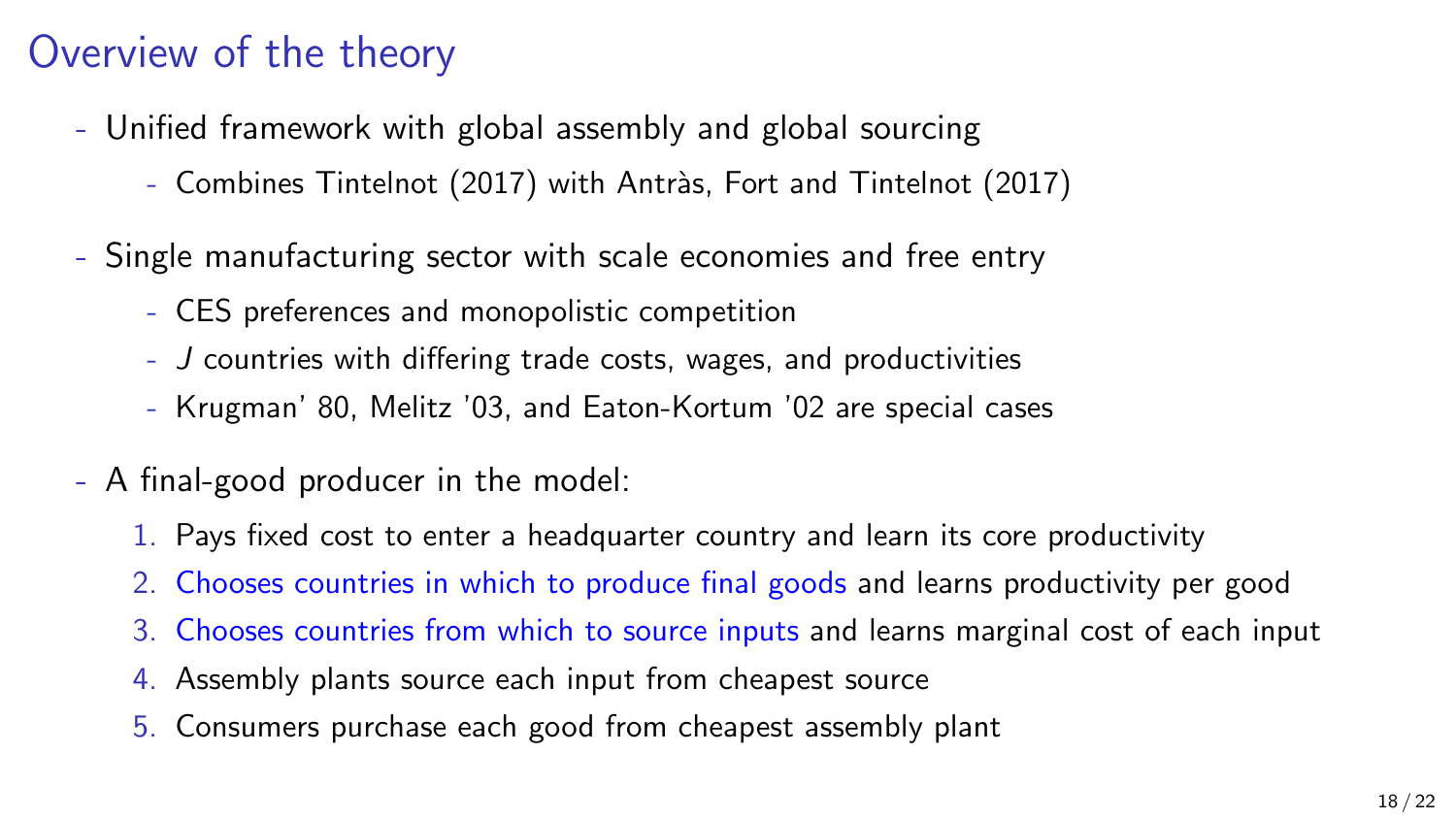# Overview of the theory

- Unified framework with global assembly and global sourcing
  - Combines Tintelnot (2017) with Antràs, Fort and Tintelnot (2017)
- Single manufacturing sector with scale economies and free entry
  - CES preferences and monopolistic competition
  - $J$ countries with differing trade costs, wages, and productivities
  - Krugman' 80, Melitz '03, and Eaton-Kortum '02 are special cases
- A final-good producer in the model:
  1. Pays fixed cost to enter a headquarter country and learn its core productivity
  2. Chooses countries in which to produce final goods and learns productivity per good
  3. Chooses countries from which to source inputs and learns marginal cost of each input
  4. Assembly plants source each input from cheapest source
  5. Consumers purchase each good from cheapest assembly plant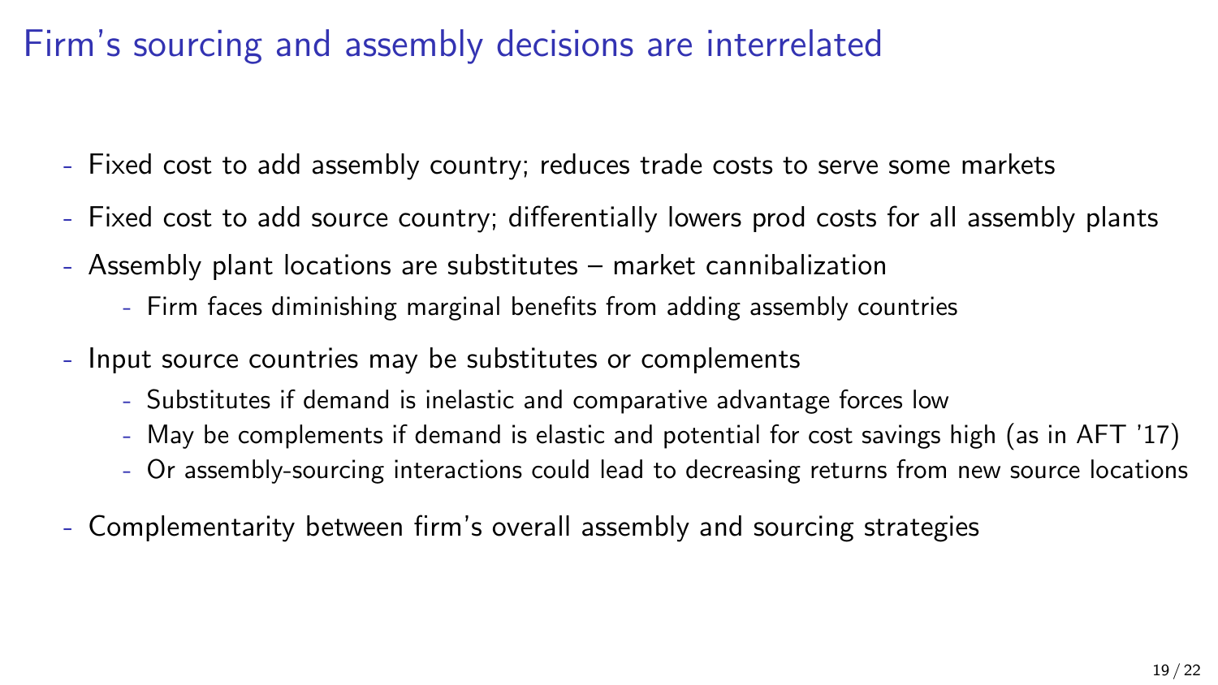# Firm's sourcing and assembly decisions are interrelated

- Fixed cost to add assembly country; reduces trade costs to serve some markets
- Fixed cost to add source country; differentially lowers prod costs for all assembly plants
- Assembly plant locations are substitutes – market cannibalization
  - Firm faces diminishing marginal benefits from adding assembly countries
- Input source countries may be substitutes or complements
  - Substitutes if demand is inelastic and comparative advantage forces low
  - May be complements if demand is elastic and potential for cost savings high (as in AFT '17)
  - Or assembly-sourcing interactions could lead to decreasing returns from new source locations
- Complementarity between firm's overall assembly and sourcing strategies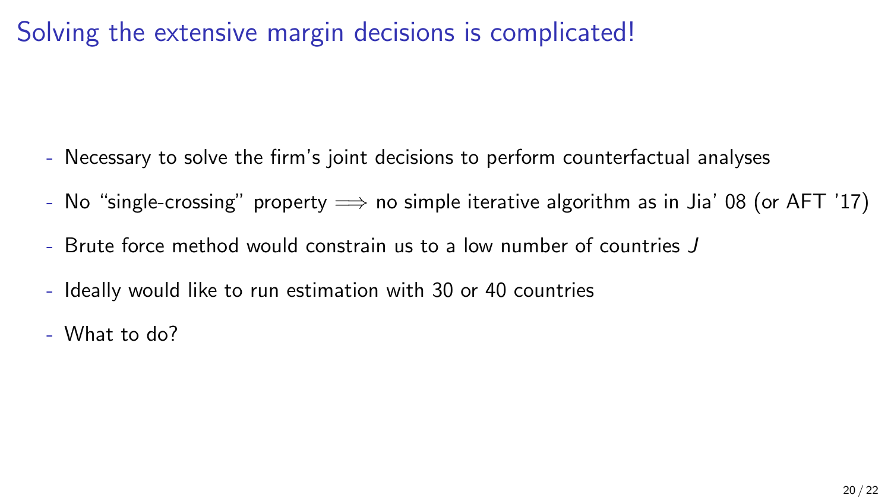# Solving the extensive margin decisions is complicated!

- Necessary to solve the firm's joint decisions to perform counterfactual analyses
- No "single-crossing" property $\implies$ no simple iterative algorithm as in Jia' 08 (or AFT '17)
- Brute force method would constrain us to a low number of countries $J$
- Ideally would like to run estimation with 30 or 40 countries
- What to do?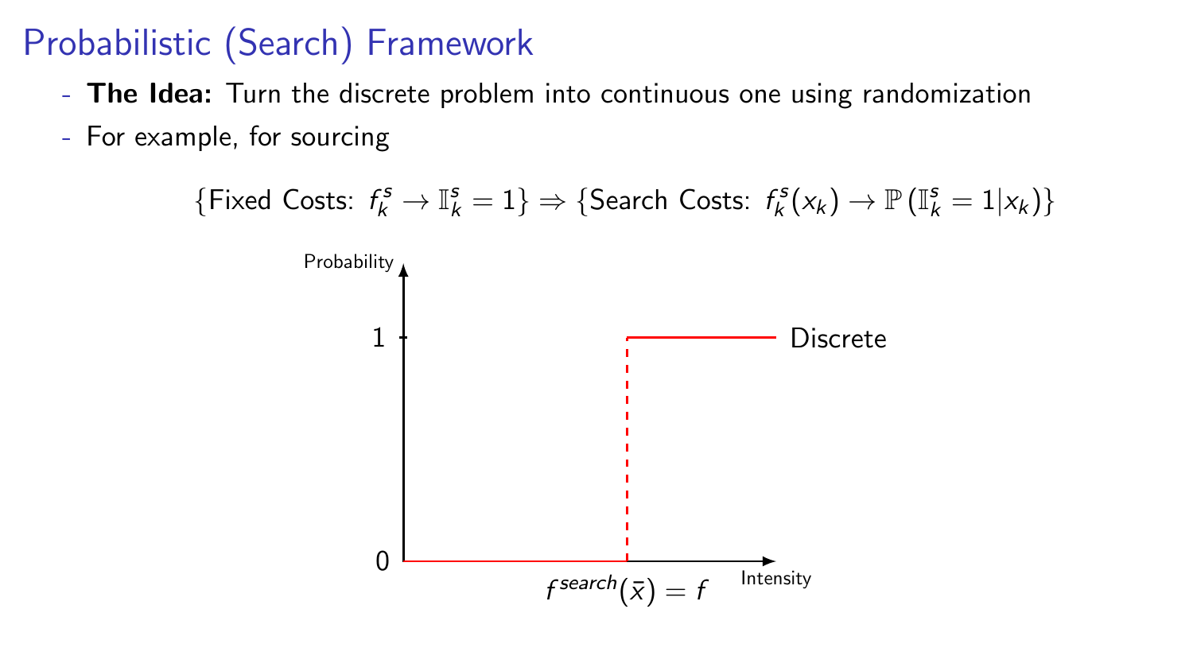# Probabilistic (Search) Framework

- **The Idea:** Turn the discrete problem into continuous one using randomization
- For example, for sourcing

$$\{\text{Fixed Costs: } f_k^s \rightarrow \mathbb{I}_k^s = 1\} \Rightarrow \{\text{Search Costs: } f_k^s(x_k) \rightarrow \mathbb{P}\left(\mathbb{I}_k^s = 1 | x_k\right)\}$$

Probability

1

Discrete

0

$f^{search}(\bar{x}) = f$

Intensity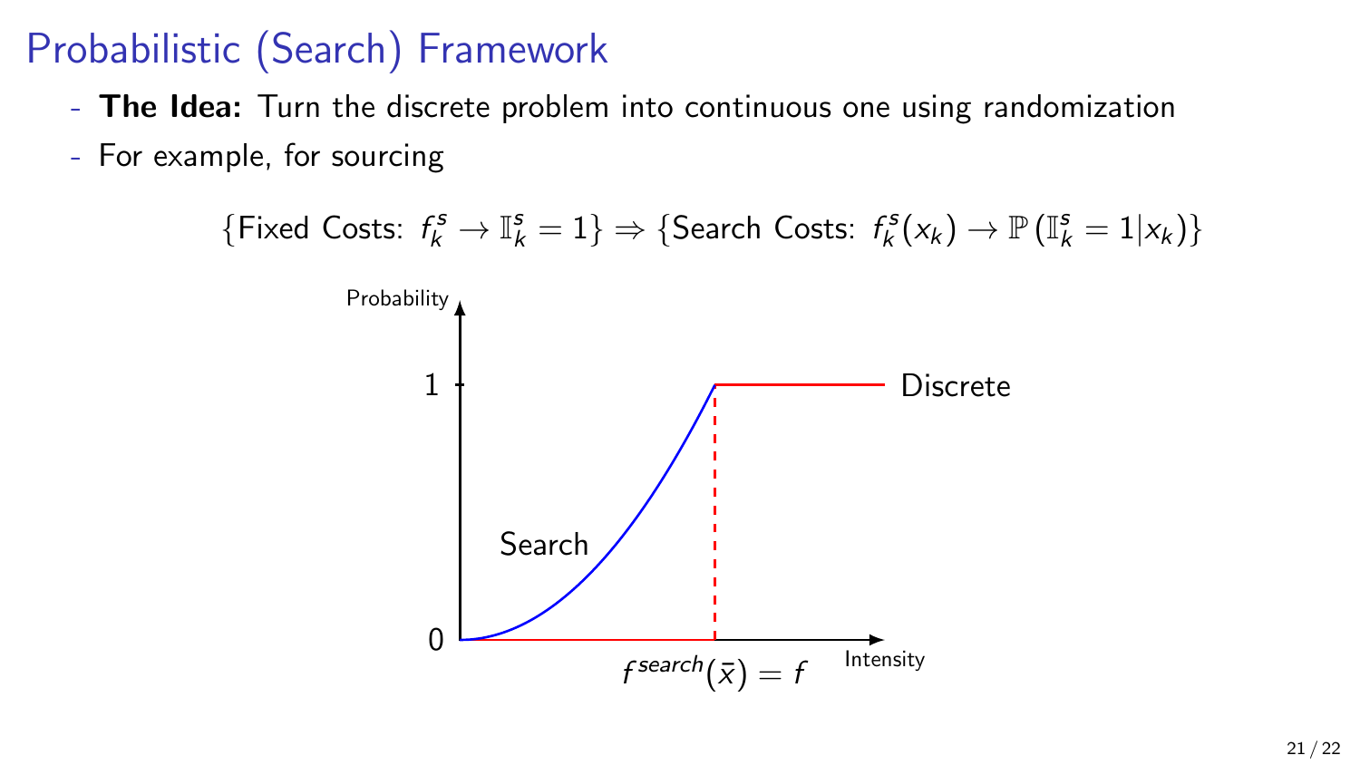# Probabilistic (Search) Framework

- **The Idea:** Turn the discrete problem into continuous one using randomization
- For example, for sourcing

$$\{\text{Fixed Costs: } f_k^s \to \mathbb{I}_k^s = 1\} \Rightarrow \{\text{Search Costs: } f_k^s(x_k) \to \mathbb{P}\left(\mathbb{I}_k^s = 1 | x_k\right)\}$$

Probability

1

Discrete

Search

0

$f^{search}(\bar{x}) = f$

Intensity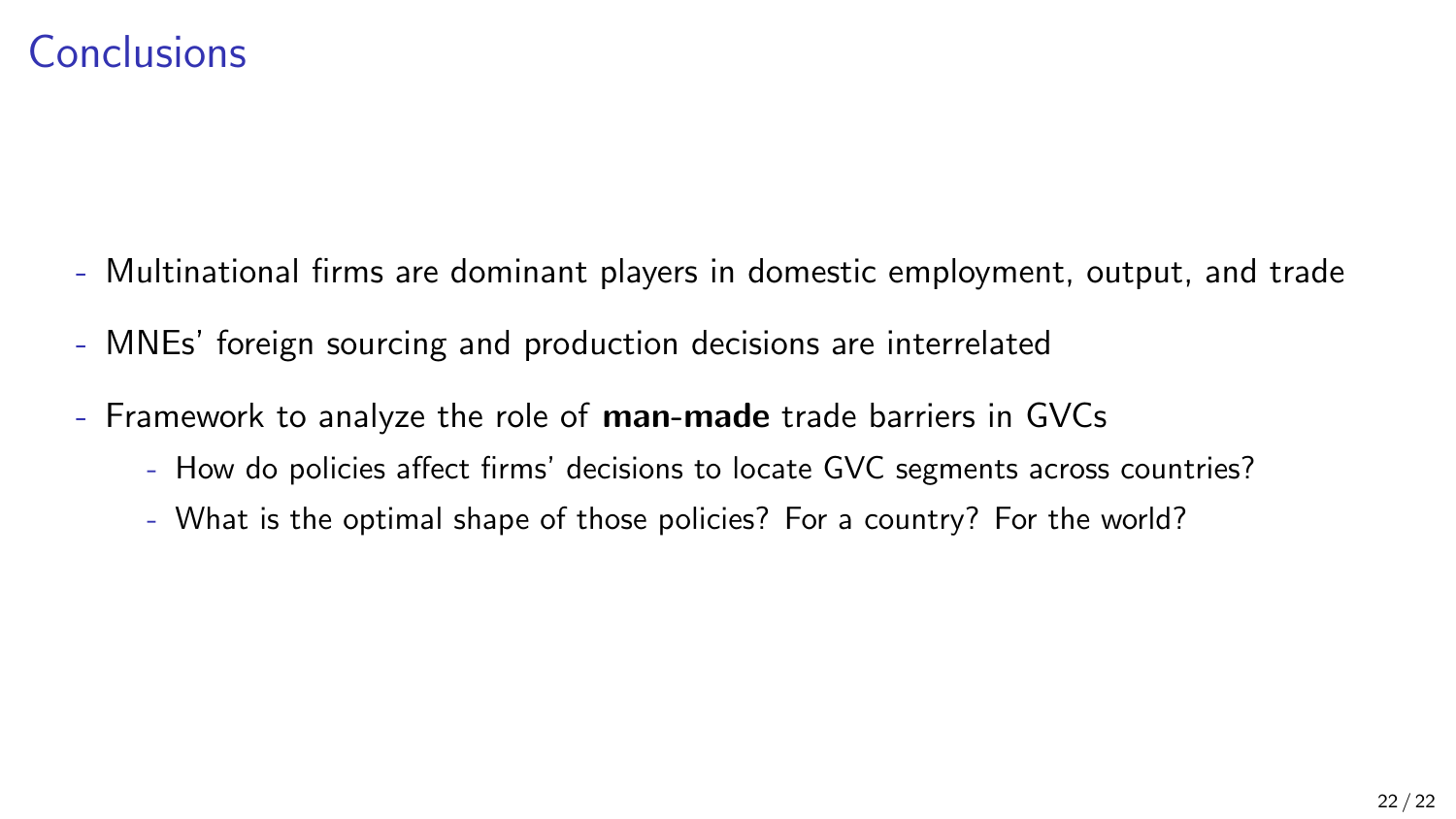# Conclusions

- Multinational firms are dominant players in domestic employment, output, and trade
- MNEs' foreign sourcing and production decisions are interrelated
- Framework to analyze the role of **man-made** trade barriers in GVCs
  - How do policies affect firms' decisions to locate GVC segments across countries?
  - What is the optimal shape of those policies? For a country? For the world?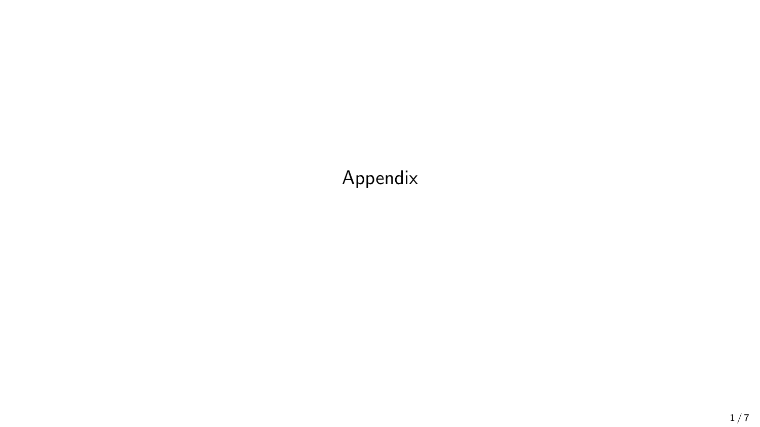# Appendix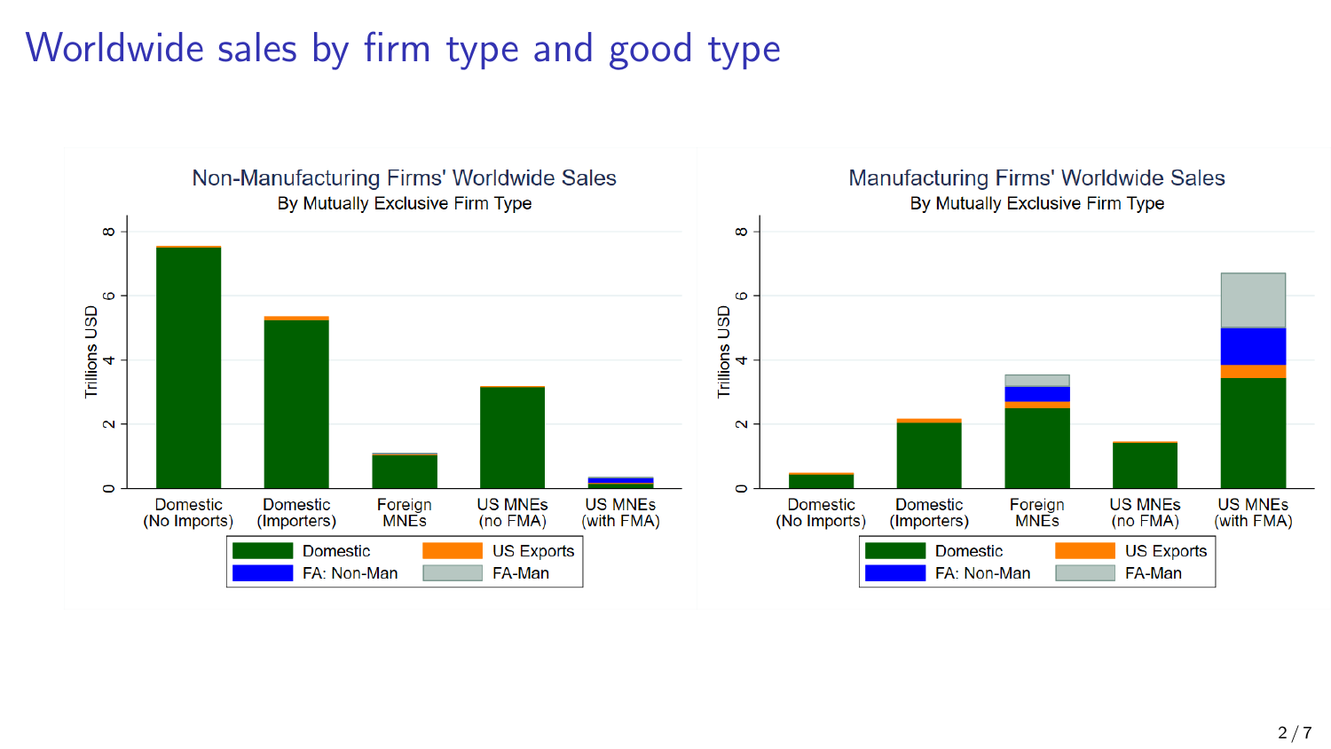# Worldwide sales by firm type and good type

## Non-Manufacturing Firms' Worldwide Sales

By Mutually Exclusive Firm Type

## Manufacturing Firms' Worldwide Sales

By Mutually Exclusive Firm Type

Trillions USD

Categories: Domestic (No Imports), Domestic (Importers), Foreign MNEs, US MNEs (no FMA), US MNEs (with FMA)

Legend: Domestic, US Exports, FA: Non-Man, FA-Man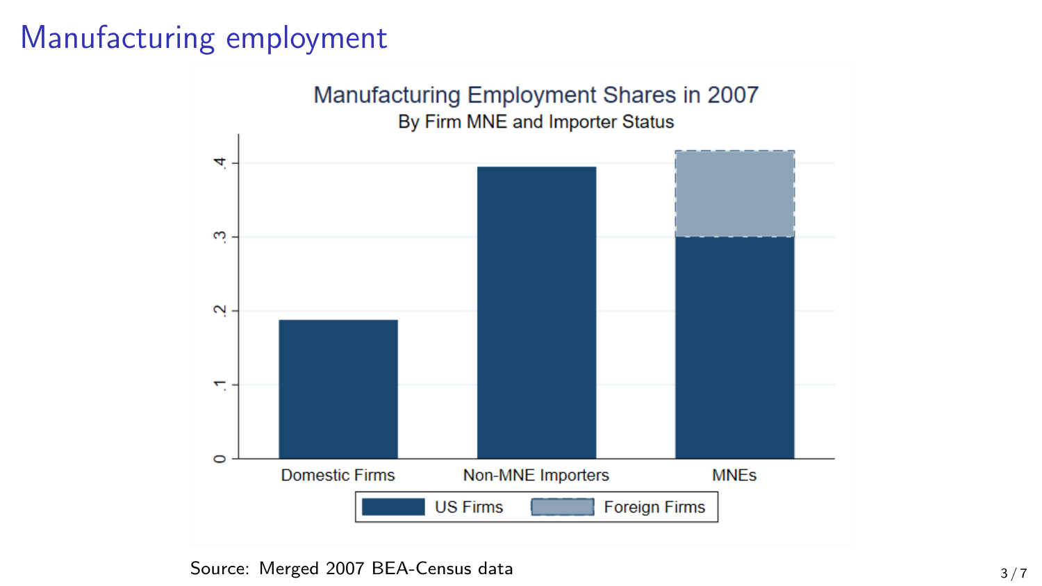# Manufacturing employment

Manufacturing Employment Shares in 2007

By Firm MNE and Importer Status

Source: Merged 2007 BEA-Census data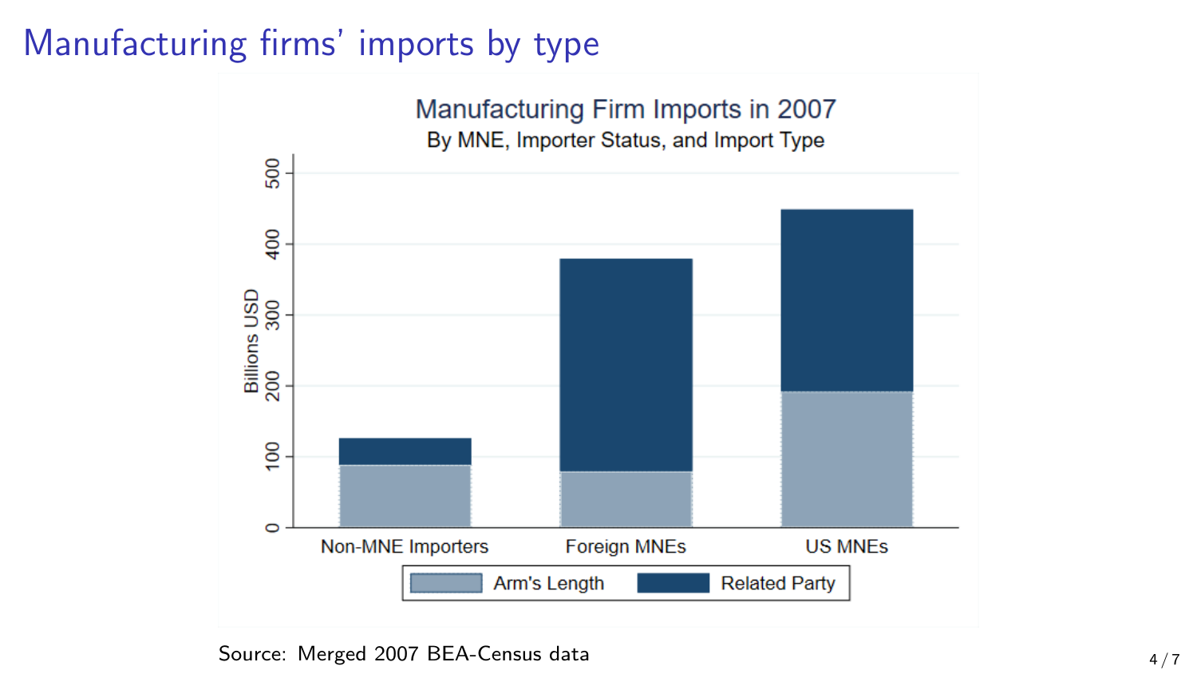# Manufacturing firms' imports by type

Source: Merged 2007 BEA-Census data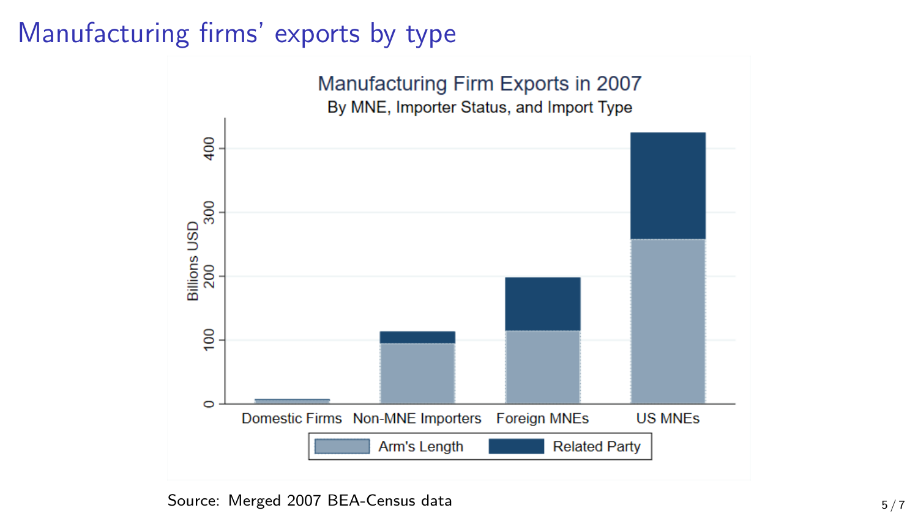# Manufacturing firms' exports by type

Manufacturing Firm Exports in 2007

By MNE, Importer Status, and Import Type

Source: Merged 2007 BEA-Census data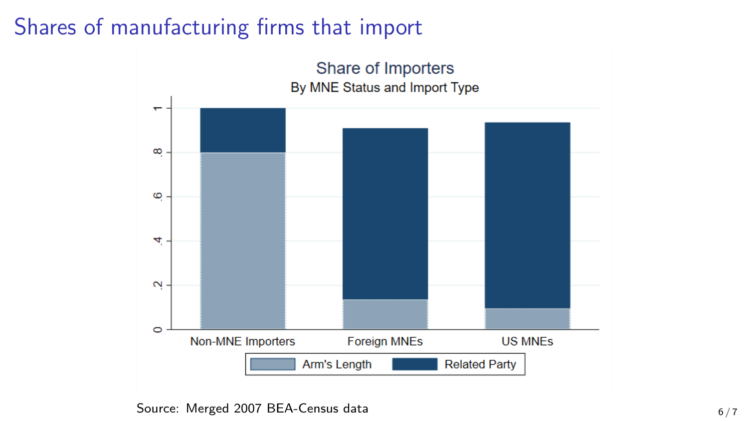# Shares of manufacturing firms that import

Share of Importers

By MNE Status and Import Type

Source: Merged 2007 BEA-Census data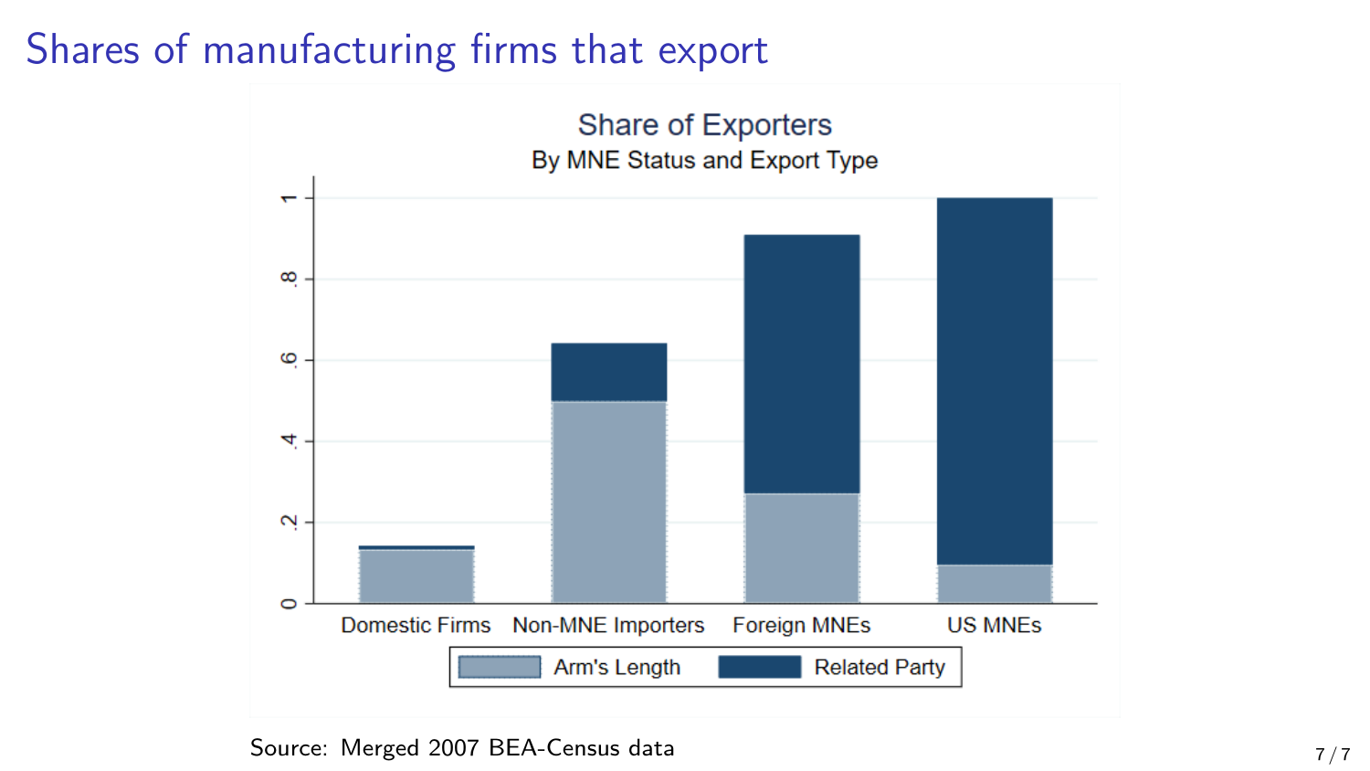# Shares of manufacturing firms that export

Share of Exporters

By MNE Status and Export Type

0
.2
.4
.6
.8
1

Domestic Firms
Non-MNE Importers
Foreign MNEs
US MNEs

Arm's Length
Related Party

Source: Merged 2007 BEA-Census data